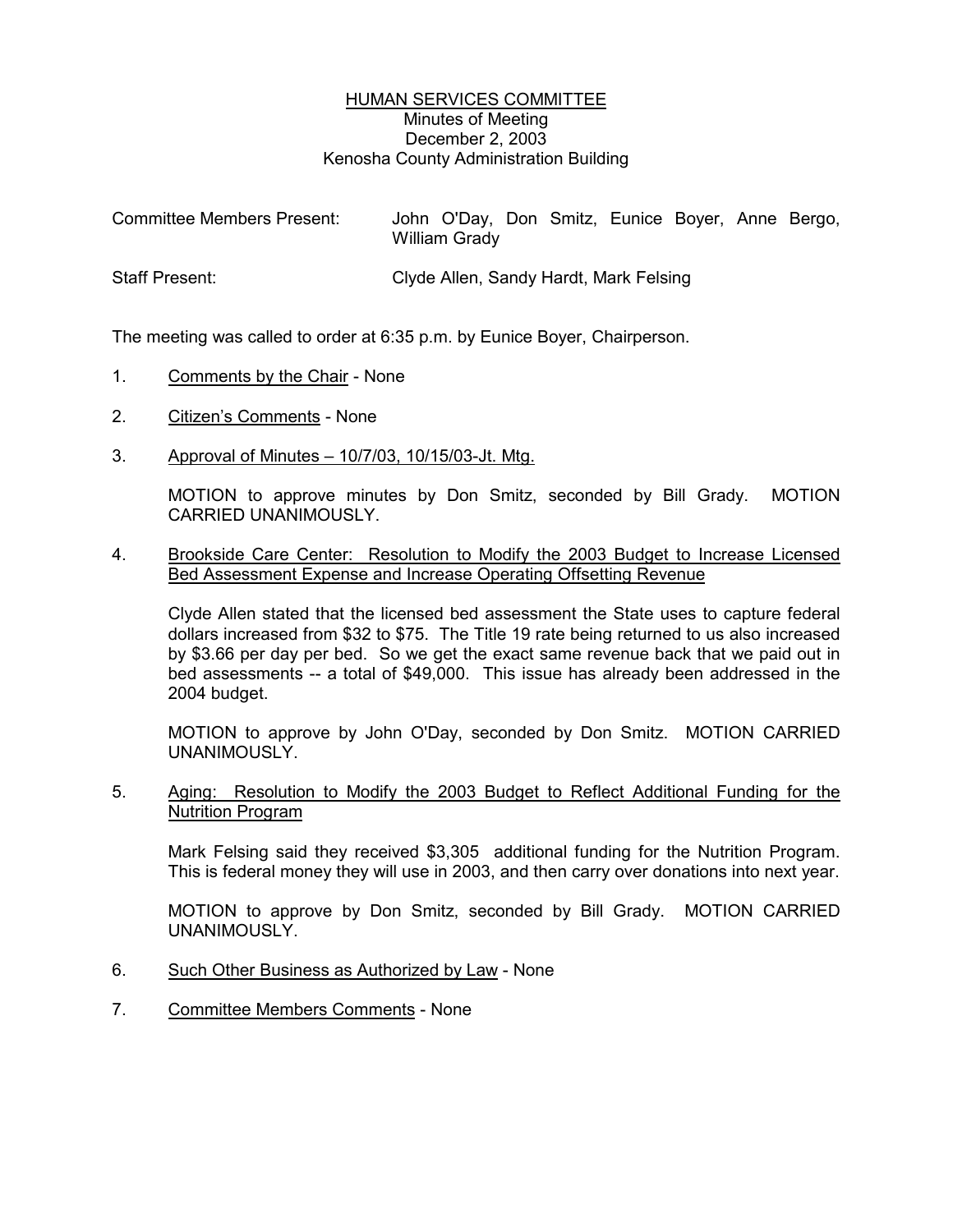# HUMAN SERVICES COMMITTEE

Minutes of Meeting
December 2, 2003
Kenosha County Administration Building

| | |
|---|---|
| Committee Members Present: | John O'Day, Don Smitz, Eunice Boyer, Anne Bergo, William Grady |
| Staff Present: | Clyde Allen, Sandy Hardt, Mark Felsing |

The meeting was called to order at 6:35 p.m. by Eunice Boyer, Chairperson.

1. Comments by the Chair - None

2. Citizen's Comments - None

3. Approval of Minutes – 10/7/03, 10/15/03-Jt. Mtg.

   MOTION to approve minutes by Don Smitz, seconded by Bill Grady. MOTION CARRIED UNANIMOUSLY.

4. Brookside Care Center: Resolution to Modify the 2003 Budget to Increase Licensed Bed Assessment Expense and Increase Operating Offsetting Revenue

   Clyde Allen stated that the licensed bed assessment the State uses to capture federal dollars increased from $32 to $75. The Title 19 rate being returned to us also increased by $3.66 per day per bed. So we get the exact same revenue back that we paid out in bed assessments -- a total of $49,000. This issue has already been addressed in the 2004 budget.

   MOTION to approve by John O'Day, seconded by Don Smitz. MOTION CARRIED UNANIMOUSLY.

5. Aging: Resolution to Modify the 2003 Budget to Reflect Additional Funding for the Nutrition Program

   Mark Felsing said they received $3,305 additional funding for the Nutrition Program. This is federal money they will use in 2003, and then carry over donations into next year.

   MOTION to approve by Don Smitz, seconded by Bill Grady. MOTION CARRIED UNANIMOUSLY.

6. Such Other Business as Authorized by Law - None

7. Committee Members Comments - None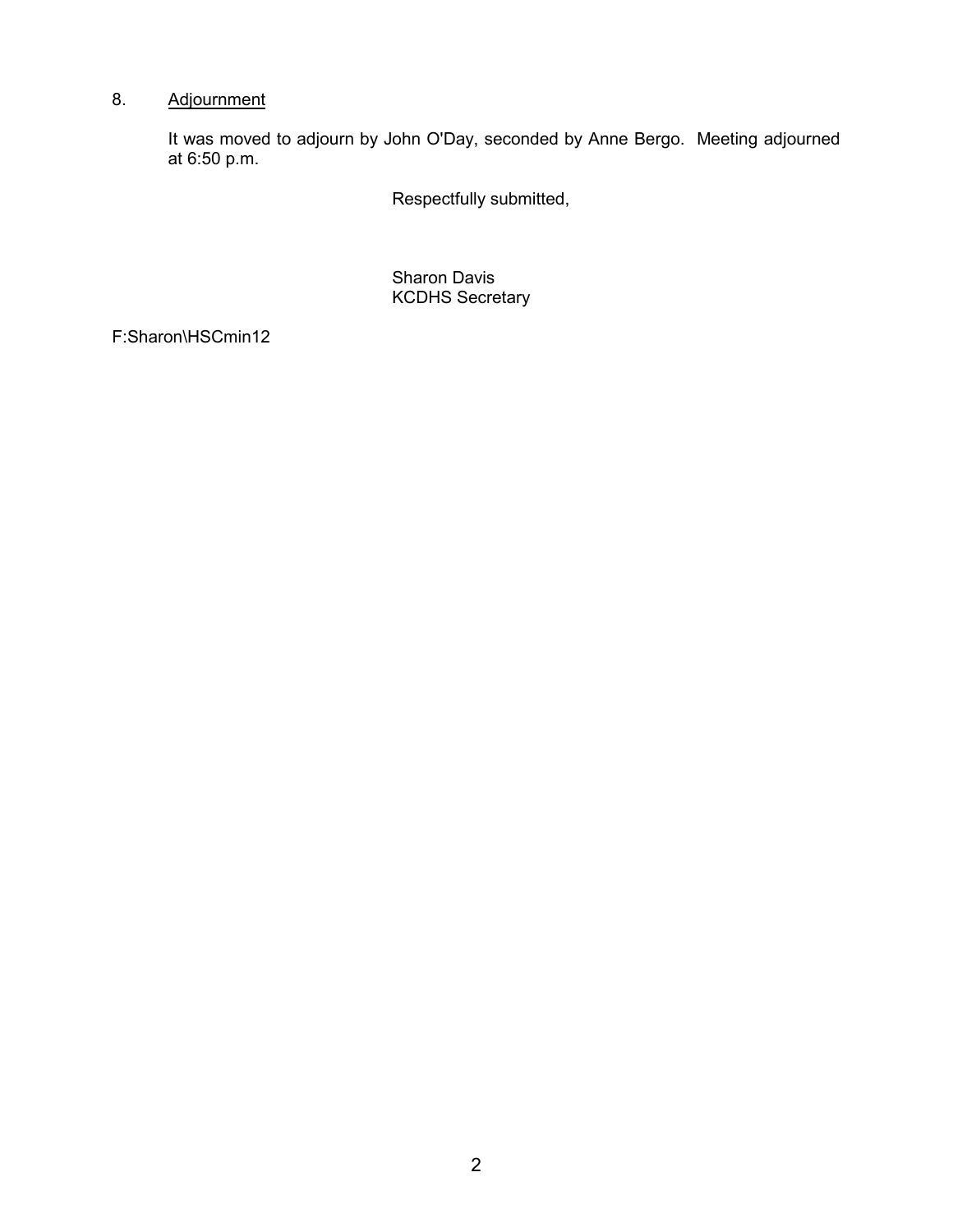8. <u>Adjournment</u>

It was moved to adjourn by John O'Day, seconded by Anne Bergo. Meeting adjourned at 6:50 p.m.

Respectfully submitted,

Sharon Davis
KCDHS Secretary

F:Sharon\HSCmin12